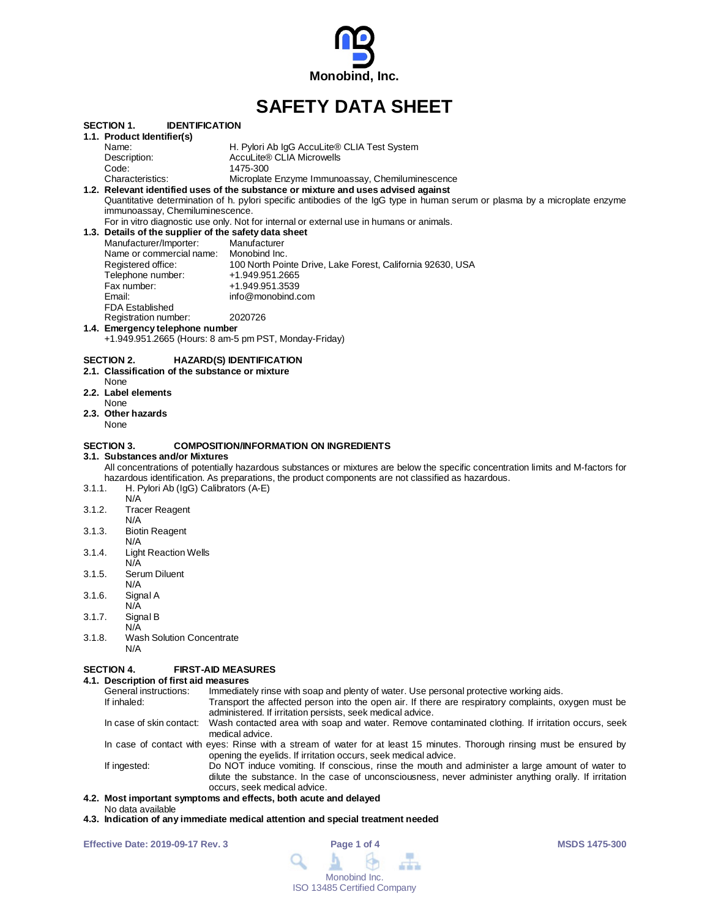Monobind, Inc.

# SAFETY DATA SHEET

## SECTION 1. IDENTIFICATION

### 1.1. Product Identifier(s)

Name: H. Pylori Ab IgG AccuLite® CLIA Test System
Description: AccuLite® CLIA Microwells
Code: 1475-300
Characteristics: Microplate Enzyme Immunoassay, Chemiluminescence

### 1.2. Relevant identified uses of the substance or mixture and uses advised against

Quantitative determination of h. pylori specific antibodies of the IgG type in human serum or plasma by a microplate enzyme immunoassay, Chemiluminescence.

For in vitro diagnostic use only. Not for internal or external use in humans or animals.

### 1.3. Details of the supplier of the safety data sheet

Manufacturer/Importer: Manufacturer
Name or commercial name: Monobind Inc.
Registered office: 100 North Pointe Drive, Lake Forest, California 92630, USA
Telephone number: +1.949.951.2665
Fax number: +1.949.951.3539
Email: info@monobind.com
FDA Established Registration number: 2020726

### 1.4. Emergency telephone number

+1.949.951.2665 (Hours: 8 am-5 pm PST, Monday-Friday)

## SECTION 2. HAZARD(S) IDENTIFICATION

### 2.1. Classification of the substance or mixture

None

### 2.2. Label elements

None

### 2.3. Other hazards

None

## SECTION 3. COMPOSITION/INFORMATION ON INGREDIENTS

### 3.1. Substances and/or Mixtures

All concentrations of potentially hazardous substances or mixtures are below the specific concentration limits and M-factors for hazardous identification. As preparations, the product components are not classified as hazardous.

3.1.1. H. Pylori Ab (IgG) Calibrators (A-E)
N/A

3.1.2. Tracer Reagent
N/A

3.1.3. Biotin Reagent
N/A

3.1.4. Light Reaction Wells
N/A

3.1.5. Serum Diluent
N/A

3.1.6. Signal A
N/A

3.1.7. Signal B
N/A

3.1.8. Wash Solution Concentrate
N/A

## SECTION 4. FIRST-AID MEASURES

### 4.1. Description of first aid measures

General instructions: Immediately rinse with soap and plenty of water. Use personal protective working aids.

If inhaled: Transport the affected person into the open air. If there are respiratory complaints, oxygen must be administered. If irritation persists, seek medical advice.

In case of skin contact: Wash contacted area with soap and water. Remove contaminated clothing. If irritation occurs, seek medical advice.

In case of contact with eyes: Rinse with a stream of water for at least 15 minutes. Thorough rinsing must be ensured by opening the eyelids. If irritation occurs, seek medical advice.

If ingested: Do NOT induce vomiting. If conscious, rinse the mouth and administer a large amount of water to dilute the substance. In the case of unconsciousness, never administer anything orally. If irritation occurs, seek medical advice.

### 4.2. Most important symptoms and effects, both acute and delayed

No data available

### 4.3. Indication of any immediate medical attention and special treatment needed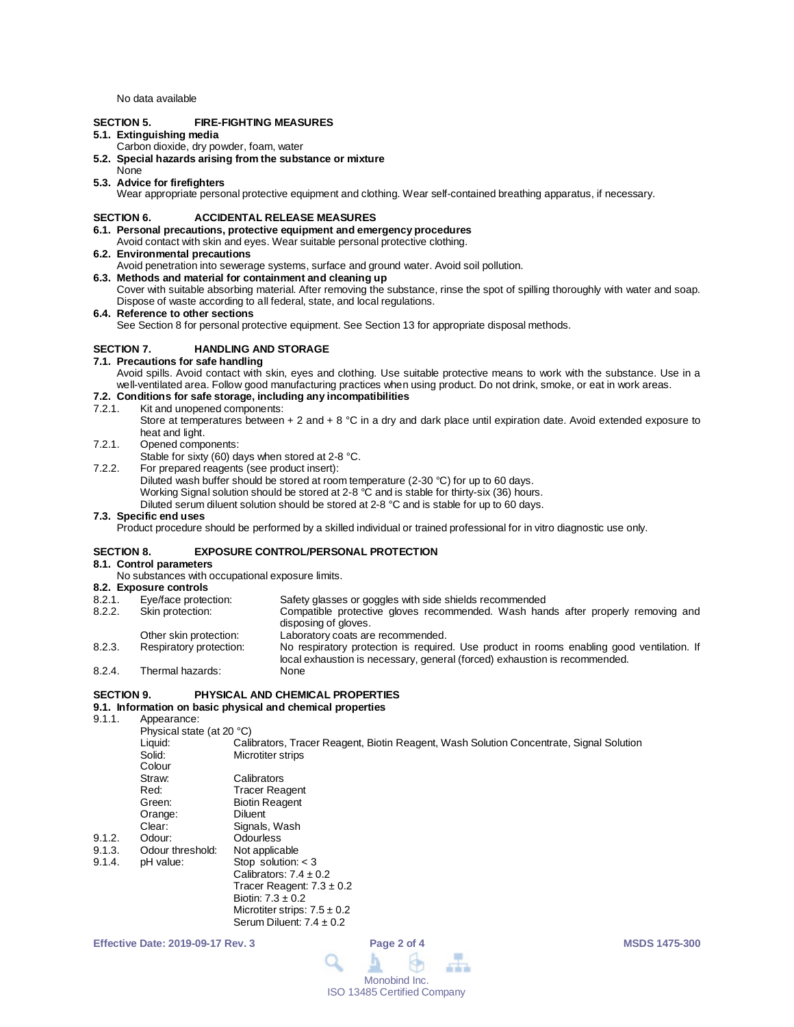No data available

## SECTION 5. FIRE-FIGHTING MEASURES

**5.1. Extinguishing media**

Carbon dioxide, dry powder, foam, water

**5.2. Special hazards arising from the substance or mixture**

None

**5.3. Advice for firefighters**

Wear appropriate personal protective equipment and clothing. Wear self-contained breathing apparatus, if necessary.

## SECTION 6. ACCIDENTAL RELEASE MEASURES

**6.1. Personal precautions, protective equipment and emergency procedures**

Avoid contact with skin and eyes. Wear suitable personal protective clothing.

**6.2. Environmental precautions**

Avoid penetration into sewerage systems, surface and ground water. Avoid soil pollution.

**6.3. Methods and material for containment and cleaning up**

Cover with suitable absorbing material. After removing the substance, rinse the spot of spilling thoroughly with water and soap. Dispose of waste according to all federal, state, and local regulations.

**6.4. Reference to other sections**

See Section 8 for personal protective equipment. See Section 13 for appropriate disposal methods.

## SECTION 7. HANDLING AND STORAGE

**7.1. Precautions for safe handling**

Avoid spills. Avoid contact with skin, eyes and clothing. Use suitable protective means to work with the substance. Use in a well-ventilated area. Follow good manufacturing practices when using product. Do not drink, smoke, or eat in work areas.

**7.2. Conditions for safe storage, including any incompatibilities**

7.2.1. Kit and unopened components:
Store at temperatures between + 2 and + 8 °C in a dry and dark place until expiration date. Avoid extended exposure to heat and light.

7.2.1. Opened components:
Stable for sixty (60) days when stored at 2-8 °C.

7.2.2. For prepared reagents (see product insert):
Diluted wash buffer should be stored at room temperature (2-30 °C) for up to 60 days.
Working Signal solution should be stored at 2-8 °C and is stable for thirty-six (36) hours.
Diluted serum diluent solution should be stored at 2-8 °C and is stable for up to 60 days.

**7.3. Specific end uses**

Product procedure should be performed by a skilled individual or trained professional for in vitro diagnostic use only.

## SECTION 8. EXPOSURE CONTROL/PERSONAL PROTECTION

**8.1. Control parameters**

No substances with occupational exposure limits.

**8.2. Exposure controls**

| | | |
|---|---|---|
| 8.2.1. | Eye/face protection: | Safety glasses or goggles with side shields recommended |
| 8.2.2. | Skin protection: | Compatible protective gloves recommended. Wash hands after properly removing and disposing of gloves. |
| | Other skin protection: | Laboratory coats are recommended. |
| 8.2.3. | Respiratory protection: | No respiratory protection is required. Use product in rooms enabling good ventilation. If local exhaustion is necessary, general (forced) exhaustion is recommended. |
| 8.2.4. | Thermal hazards: | None |

## SECTION 9. PHYSICAL AND CHEMICAL PROPERTIES

**9.1. Information on basic physical and chemical properties**

9.1.1. Appearance:

Physical state (at 20 °C)

| | |
|---|---|
| Liquid: | Calibrators, Tracer Reagent, Biotin Reagent, Wash Solution Concentrate, Signal Solution |
| Solid: | Microtiter strips |
| Colour | |
| Straw: | Calibrators |
| Red: | Tracer Reagent |
| Green: | Biotin Reagent |
| Orange: | Diluent |
| Clear: | Signals, Wash |

| | | |
|---|---|---|
| 9.1.2. | Odour: | Odourless |
| 9.1.3. | Odour threshold: | Not applicable |
| 9.1.4. | pH value: | Stop solution: < 3<br>Calibrators: 7.4 ± 0.2<br>Tracer Reagent: 7.3 ± 0.2<br>Biotin: 7.3 ± 0.2<br>Microtiter strips: 7.5 ± 0.2<br>Serum Diluent: 7.4 ± 0.2 |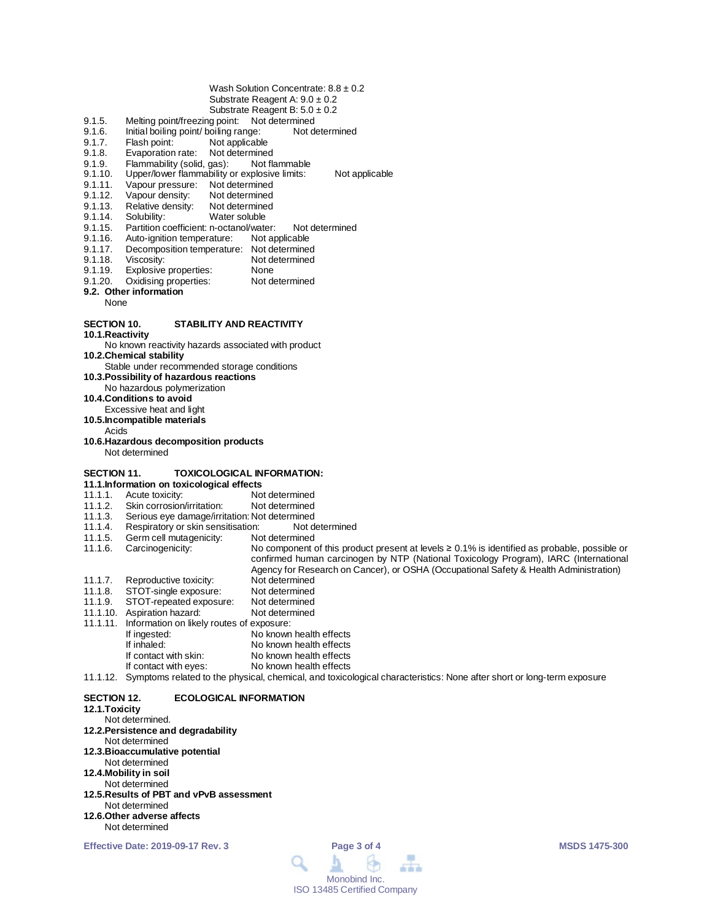Wash Solution Concentrate: 8.8 ± 0.2
Substrate Reagent A: 9.0 ± 0.2
Substrate Reagent B: 5.0 ± 0.2

9.1.5. Melting point/freezing point: Not determined
9.1.6. Initial boiling point/ boiling range: Not determined
9.1.7. Flash point: Not applicable
9.1.8. Evaporation rate: Not determined
9.1.9. Flammability (solid, gas): Not flammable
9.1.10. Upper/lower flammability or explosive limits: Not applicable
9.1.11. Vapour pressure: Not determined
9.1.12. Vapour density: Not determined
9.1.13. Relative density: Not determined
9.1.14. Solubility: Water soluble
9.1.15. Partition coefficient: n-octanol/water: Not determined
9.1.16. Auto-ignition temperature: Not applicable
9.1.17. Decomposition temperature: Not determined
9.1.18. Viscosity: Not determined
9.1.19. Explosive properties: None
9.1.20. Oxidising properties: Not determined

**9.2. Other information**

None

## SECTION 10. STABILITY AND REACTIVITY

**10.1.Reactivity**

No known reactivity hazards associated with product

**10.2.Chemical stability**

Stable under recommended storage conditions

**10.3.Possibility of hazardous reactions**

No hazardous polymerization

**10.4.Conditions to avoid**

Excessive heat and light

**10.5.Incompatible materials**

Acids

**10.6.Hazardous decomposition products**

Not determined

## SECTION 11. TOXICOLOGICAL INFORMATION:

**11.1.Information on toxicological effects**

11.1.1. Acute toxicity: Not determined
11.1.2. Skin corrosion/irritation: Not determined
11.1.3. Serious eye damage/irritation: Not determined
11.1.4. Respiratory or skin sensitisation: Not determined
11.1.5. Germ cell mutagenicity: Not determined
11.1.6. Carcinogenicity: No component of this product present at levels ≥ 0.1% is identified as probable, possible or confirmed human carcinogen by NTP (National Toxicology Program), IARC (International Agency for Research on Cancer), or OSHA (Occupational Safety & Health Administration)
11.1.7. Reproductive toxicity: Not determined
11.1.8. STOT-single exposure: Not determined
11.1.9. STOT-repeated exposure: Not determined
11.1.10. Aspiration hazard: Not determined
11.1.11. Information on likely routes of exposure:
- If ingested: No known health effects
- If inhaled: No known health effects
- If contact with skin: No known health effects
- If contact with eyes: No known health effects

11.1.12. Symptoms related to the physical, chemical, and toxicological characteristics: None after short or long-term exposure

## SECTION 12. ECOLOGICAL INFORMATION

**12.1.Toxicity**

Not determined.

**12.2.Persistence and degradability**

Not determined

**12.3.Bioaccumulative potential**

Not determined

**12.4.Mobility in soil**

Not determined

**12.5.Results of PBT and vPvB assessment**

Not determined

**12.6.Other adverse affects**

Not determined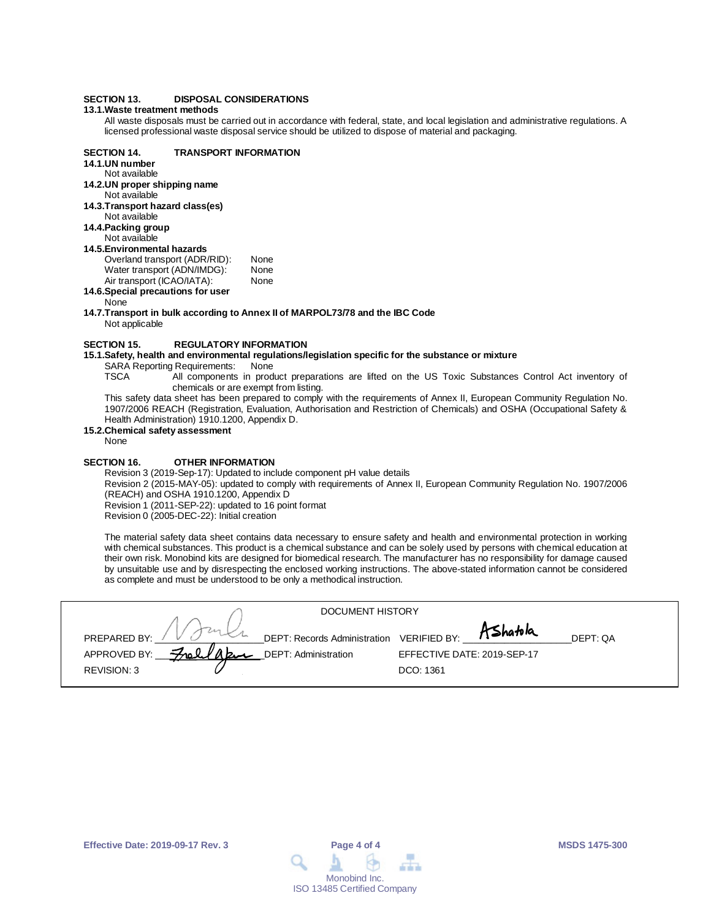## SECTION 13. DISPOSAL CONSIDERATIONS

**13.1.Waste treatment methods**

All waste disposals must be carried out in accordance with federal, state, and local legislation and administrative regulations. A licensed professional waste disposal service should be utilized to dispose of material and packaging.

## SECTION 14. TRANSPORT INFORMATION

**14.1.UN number**

Not available

**14.2.UN proper shipping name**

Not available

**14.3.Transport hazard class(es)**

Not available

**14.4.Packing group**

Not available

**14.5.Environmental hazards**

| | |
|---|---|
| Overland transport (ADR/RID): | None |
| Water transport (ADN/IMDG): | None |
| Air transport (ICAO/IATA): | None |

**14.6.Special precautions for user**

None

**14.7.Transport in bulk according to Annex II of MARPOL73/78 and the IBC Code**

Not applicable

## SECTION 15. REGULATORY INFORMATION

**15.1.Safety, health and environmental regulations/legislation specific for the substance or mixture**

SARA Reporting Requirements: None

TSCA All components in product preparations are lifted on the US Toxic Substances Control Act inventory of chemicals or are exempt from listing.

This safety data sheet has been prepared to comply with the requirements of Annex II, European Community Regulation No. 1907/2006 REACH (Registration, Evaluation, Authorisation and Restriction of Chemicals) and OSHA (Occupational Safety & Health Administration) 1910.1200, Appendix D.

**15.2.Chemical safety assessment**

None

## SECTION 16. OTHER INFORMATION

Revision 3 (2019-Sep-17): Updated to include component pH value details

Revision 2 (2015-MAY-05): updated to comply with requirements of Annex II, European Community Regulation No. 1907/2006 (REACH) and OSHA 1910.1200, Appendix D

Revision 1 (2011-SEP-22): updated to 16 point format

Revision 0 (2005-DEC-22): Initial creation

The material safety data sheet contains data necessary to ensure safety and health and environmental protection in working with chemical substances. This product is a chemical substance and can be solely used by persons with chemical education at their own risk. Monobind kits are designed for biomedical research. The manufacturer has no responsibility for damage caused by unsuitable use and by disrespecting the enclosed working instructions. The above-stated information cannot be considered as complete and must be understood to be only a methodical instruction.

**DOCUMENT HISTORY**

| | | | |
|---|---|---|---|
| PREPARED BY: | DEPT: Records Administration | VERIFIED BY: AShatola | DEPT: QA |
| APPROVED BY: | DEPT: Administration | EFFECTIVE DATE: 2019-SEP-17 | |
| REVISION: 3 | | DCO: 1361 | |

Effective Date: 2019-09-17 Rev. 3 MSDS 1475-300

Monobind Inc.
ISO 13485 Certified Company